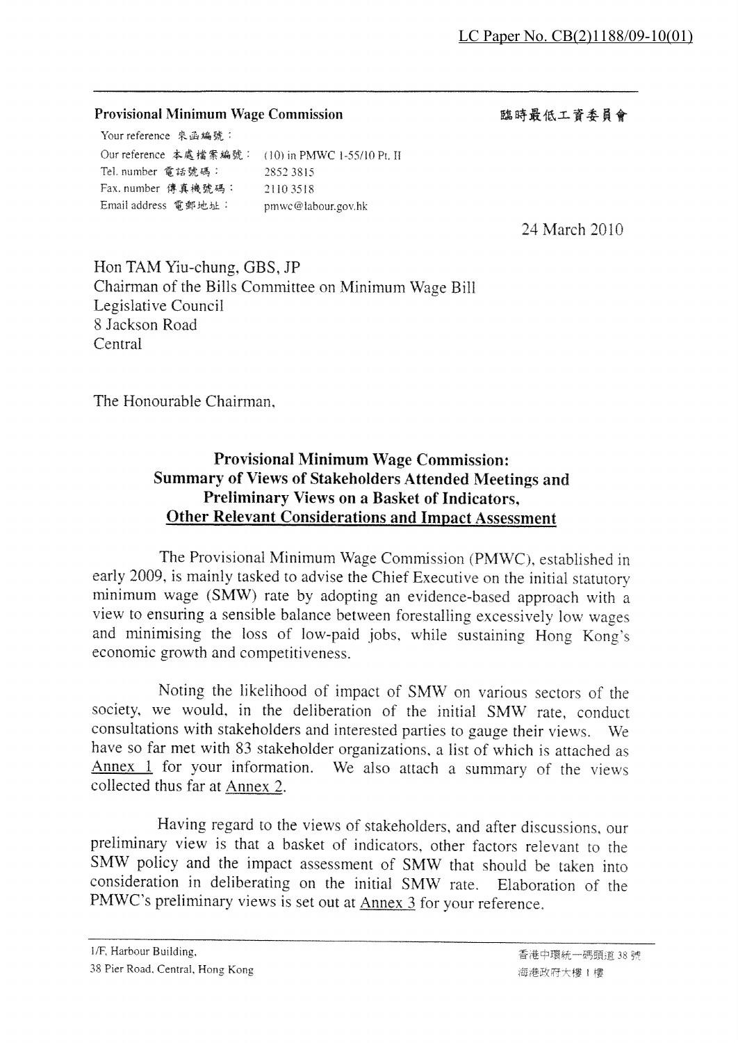LC Paper No. CB(2)1188/09-10(01)

**Provisional Minimum Wage Commission** 臨時最低工資委員會

Your reference 來函編號：
Our reference 本處檔案編號： (10) in PMWC 1-55/10 Pt. II
Tel. number 電話號碼： 2852 3815
Fax. number 傳真機號碼： 2110 3518
Email address 電郵地址： pmwc@labour.gov.hk

24 March 2010

Hon TAM Yiu-chung, GBS, JP
Chairman of the Bills Committee on Minimum Wage Bill
Legislative Council
8 Jackson Road
Central

The Honourable Chairman,

## Provisional Minimum Wage Commission: Summary of Views of Stakeholders Attended Meetings and Preliminary Views on a Basket of Indicators, Other Relevant Considerations and Impact Assessment

The Provisional Minimum Wage Commission (PMWC), established in early 2009, is mainly tasked to advise the Chief Executive on the initial statutory minimum wage (SMW) rate by adopting an evidence-based approach with a view to ensuring a sensible balance between forestalling excessively low wages and minimising the loss of low-paid jobs, while sustaining Hong Kong's economic growth and competitiveness.

Noting the likelihood of impact of SMW on various sectors of the society, we would, in the deliberation of the initial SMW rate, conduct consultations with stakeholders and interested parties to gauge their views. We have so far met with 83 stakeholder organizations, a list of which is attached as Annex 1 for your information. We also attach a summary of the views collected thus far at Annex 2.

Having regard to the views of stakeholders, and after discussions, our preliminary view is that a basket of indicators, other factors relevant to the SMW policy and the impact assessment of SMW that should be taken into consideration in deliberating on the initial SMW rate. Elaboration of the PMWC's preliminary views is set out at Annex 3 for your reference.

1/F, Harbour Building,
38 Pier Road, Central, Hong Kong

香港中環統一碼頭道38號
海港政府大樓1樓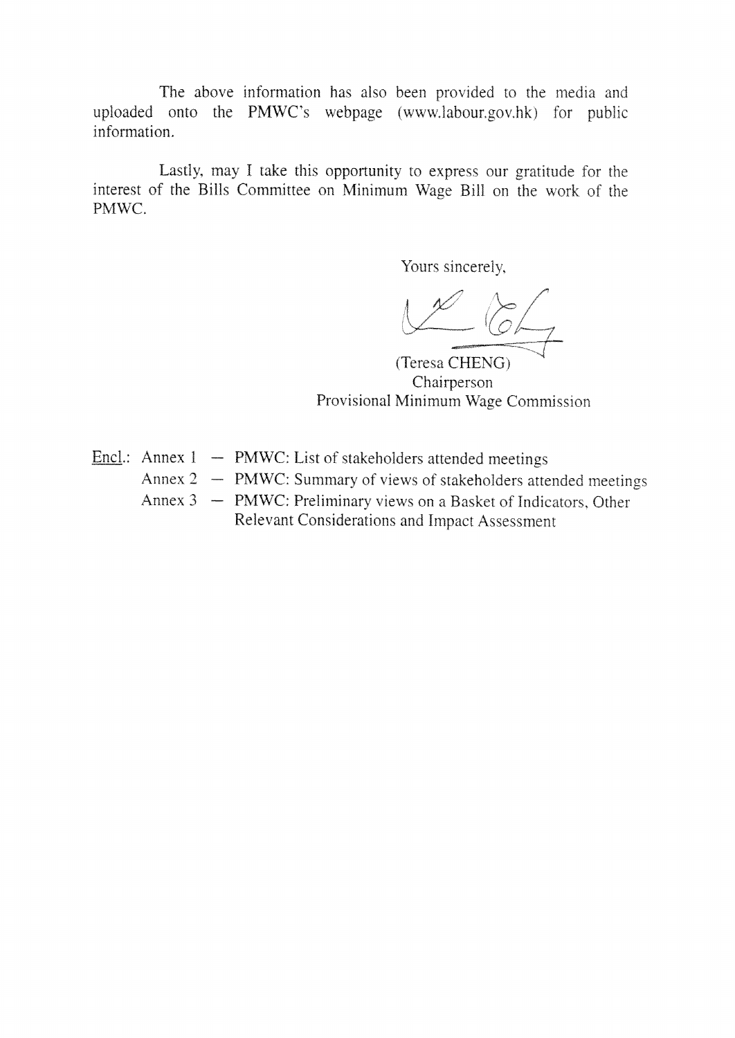The above information has also been provided to the media and uploaded onto the PMWC's webpage (www.labour.gov.hk) for public information.

Lastly, may I take this opportunity to express our gratitude for the interest of the Bills Committee on Minimum Wage Bill on the work of the PMWC.

Yours sincerely,

(Teresa CHENG)
Chairperson
Provisional Minimum Wage Commission

Encl.: Annex 1 — PMWC: List of stakeholders attended meetings
Annex 2 — PMWC: Summary of views of stakeholders attended meetings
Annex 3 — PMWC: Preliminary views on a Basket of Indicators, Other Relevant Considerations and Impact Assessment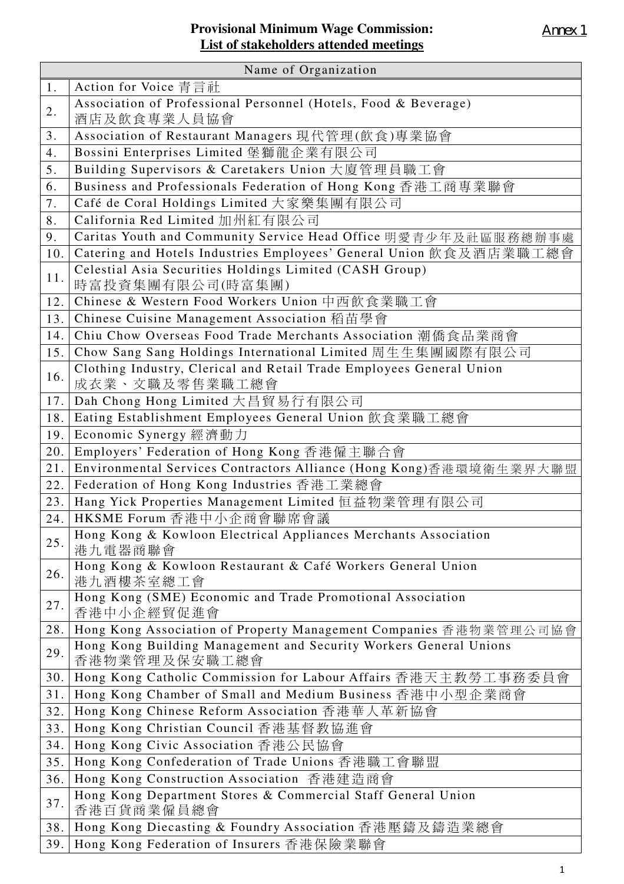Annex 1

**Provisional Minimum Wage Commission:**
**List of stakeholders attended meetings**

| | Name of Organization |
|---|---|
| 1. | Action for Voice 青言社 |
| 2. | Association of Professional Personnel (Hotels, Food & Beverage) 酒店及飲食專業人員協會 |
| 3. | Association of Restaurant Managers 現代管理(飲食)專業協會 |
| 4. | Bossini Enterprises Limited 堡獅龍企業有限公司 |
| 5. | Building Supervisors & Caretakers Union 大廈管理員職工會 |
| 6. | Business and Professionals Federation of Hong Kong 香港工商專業聯會 |
| 7. | Café de Coral Holdings Limited 大家樂集團有限公司 |
| 8. | California Red Limited 加州紅有限公司 |
| 9. | Caritas Youth and Community Service Head Office 明愛青少年及社區服務總辦事處 |
| 10. | Catering and Hotels Industries Employees' General Union 飲食及酒店業職工總會 |
| 11. | Celestial Asia Securities Holdings Limited (CASH Group) 時富投資集團有限公司(時富集團) |
| 12. | Chinese & Western Food Workers Union 中西飲食業職工會 |
| 13. | Chinese Cuisine Management Association 稻苗學會 |
| 14. | Chiu Chow Overseas Food Trade Merchants Association 潮僑食品業商會 |
| 15. | Chow Sang Sang Holdings International Limited 周生生集團國際有限公司 |
| 16. | Clothing Industry, Clerical and Retail Trade Employees General Union 成衣業、文職及零售業職工總會 |
| 17. | Dah Chong Hong Limited 大昌貿易行有限公司 |
| 18. | Eating Establishment Employees General Union 飲食業職工總會 |
| 19. | Economic Synergy 經濟動力 |
| 20. | Employers' Federation of Hong Kong 香港僱主聯合會 |
| 21. | Environmental Services Contractors Alliance (Hong Kong)香港環境衛生業界大聯盟 |
| 22. | Federation of Hong Kong Industries 香港工業總會 |
| 23. | Hang Yick Properties Management Limited 恒益物業管理有限公司 |
| 24. | HKSME Forum 香港中小企商會聯席會議 |
| 25. | Hong Kong & Kowloon Electrical Appliances Merchants Association 港九電器商聯會 |
| 26. | Hong Kong & Kowloon Restaurant & Café Workers General Union 港九酒樓茶室總工會 |
| 27. | Hong Kong (SME) Economic and Trade Promotional Association 香港中小企經貿促進會 |
| 28. | Hong Kong Association of Property Management Companies 香港物業管理公司協會 |
| 29. | Hong Kong Building Management and Security Workers General Unions 香港物業管理及保安職工總會 |
| 30. | Hong Kong Catholic Commission for Labour Affairs 香港天主教勞工事務委員會 |
| 31. | Hong Kong Chamber of Small and Medium Business 香港中小型企業商會 |
| 32. | Hong Kong Chinese Reform Association 香港華人革新協會 |
| 33. | Hong Kong Christian Council 香港基督教協進會 |
| 34. | Hong Kong Civic Association 香港公民協會 |
| 35. | Hong Kong Confederation of Trade Unions 香港職工會聯盟 |
| 36. | Hong Kong Construction Association 香港建造商會 |
| 37. | Hong Kong Department Stores & Commercial Staff General Union 香港百貨商業僱員總會 |
| 38. | Hong Kong Diecasting & Foundry Association 香港壓鑄及鑄造業總會 |
| 39. | Hong Kong Federation of Insurers 香港保險業聯會 |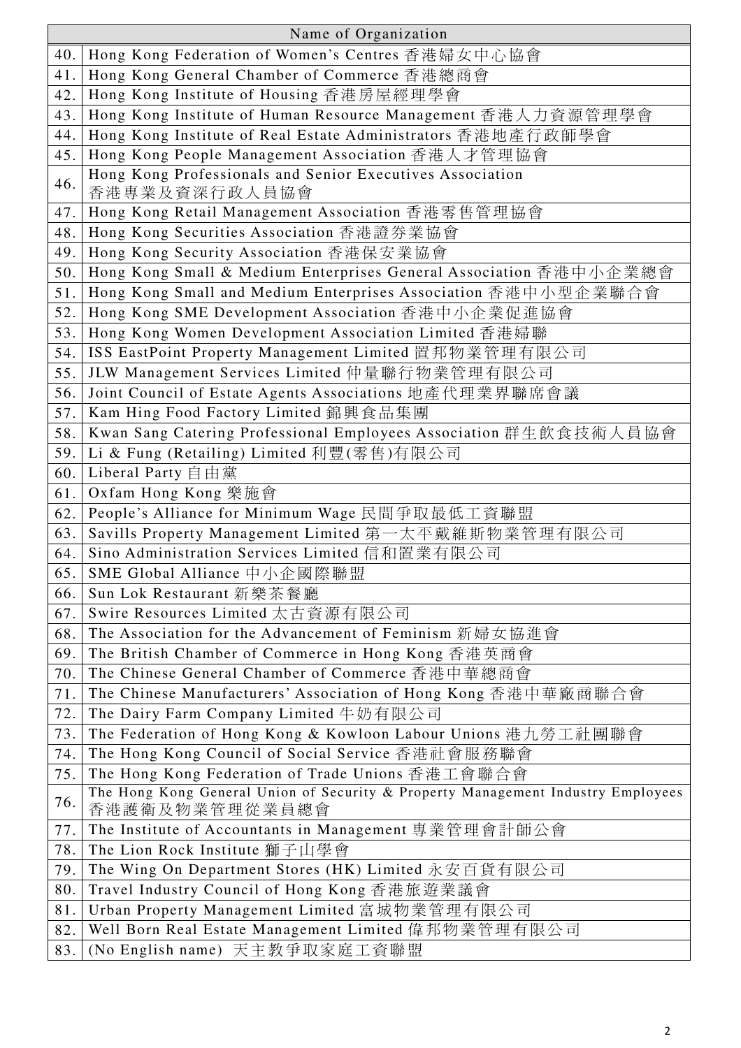| | Name of Organization |
|---|---|
| 40. | Hong Kong Federation of Women's Centres 香港婦女中心協會 |
| 41. | Hong Kong General Chamber of Commerce 香港總商會 |
| 42. | Hong Kong Institute of Housing 香港房屋經理學會 |
| 43. | Hong Kong Institute of Human Resource Management 香港人力資源管理學會 |
| 44. | Hong Kong Institute of Real Estate Administrators 香港地產行政師學會 |
| 45. | Hong Kong People Management Association 香港人才管理協會 |
| 46. | Hong Kong Professionals and Senior Executives Association 香港專業及資深行政人員協會 |
| 47. | Hong Kong Retail Management Association 香港零售管理協會 |
| 48. | Hong Kong Securities Association 香港證券業協會 |
| 49. | Hong Kong Security Association 香港保安業協會 |
| 50. | Hong Kong Small & Medium Enterprises General Association 香港中小企業總會 |
| 51. | Hong Kong Small and Medium Enterprises Association 香港中小型企業聯合會 |
| 52. | Hong Kong SME Development Association 香港中小企業促進協會 |
| 53. | Hong Kong Women Development Association Limited 香港婦聯 |
| 54. | ISS EastPoint Property Management Limited 置邦物業管理有限公司 |
| 55. | JLW Management Services Limited 仲量聯行物業管理有限公司 |
| 56. | Joint Council of Estate Agents Associations 地產代理業界聯席會議 |
| 57. | Kam Hing Food Factory Limited 錦興食品集團 |
| 58. | Kwan Sang Catering Professional Employees Association 群生飲食技術人員協會 |
| 59. | Li & Fung (Retailing) Limited 利豐(零售)有限公司 |
| 60. | Liberal Party 自由黨 |
| 61. | Oxfam Hong Kong 樂施會 |
| 62. | People's Alliance for Minimum Wage 民間爭取最低工資聯盟 |
| 63. | Savills Property Management Limited 第一太平戴維斯物業管理有限公司 |
| 64. | Sino Administration Services Limited 信和置業有限公司 |
| 65. | SME Global Alliance 中小企國際聯盟 |
| 66. | Sun Lok Restaurant 新樂茶餐廳 |
| 67. | Swire Resources Limited 太古資源有限公司 |
| 68. | The Association for the Advancement of Feminism 新婦女協進會 |
| 69. | The British Chamber of Commerce in Hong Kong 香港英商會 |
| 70. | The Chinese General Chamber of Commerce 香港中華總商會 |
| 71. | The Chinese Manufacturers' Association of Hong Kong 香港中華廠商聯合會 |
| 72. | The Dairy Farm Company Limited 牛奶有限公司 |
| 73. | The Federation of Hong Kong & Kowloon Labour Unions 港九勞工社團聯會 |
| 74. | The Hong Kong Council of Social Service 香港社會服務聯會 |
| 75. | The Hong Kong Federation of Trade Unions 香港工會聯合會 |
| 76. | The Hong Kong General Union of Security & Property Management Industry Employees 香港護衛及物業管理從業員總會 |
| 77. | The Institute of Accountants in Management 專業管理會計師公會 |
| 78. | The Lion Rock Institute 獅子山學會 |
| 79. | The Wing On Department Stores (HK) Limited 永安百貨有限公司 |
| 80. | Travel Industry Council of Hong Kong 香港旅遊業議會 |
| 81. | Urban Property Management Limited 富城物業管理有限公司 |
| 82. | Well Born Real Estate Management Limited 偉邦物業管理有限公司 |
| 83. | (No English name) 天主教爭取家庭工資聯盟 |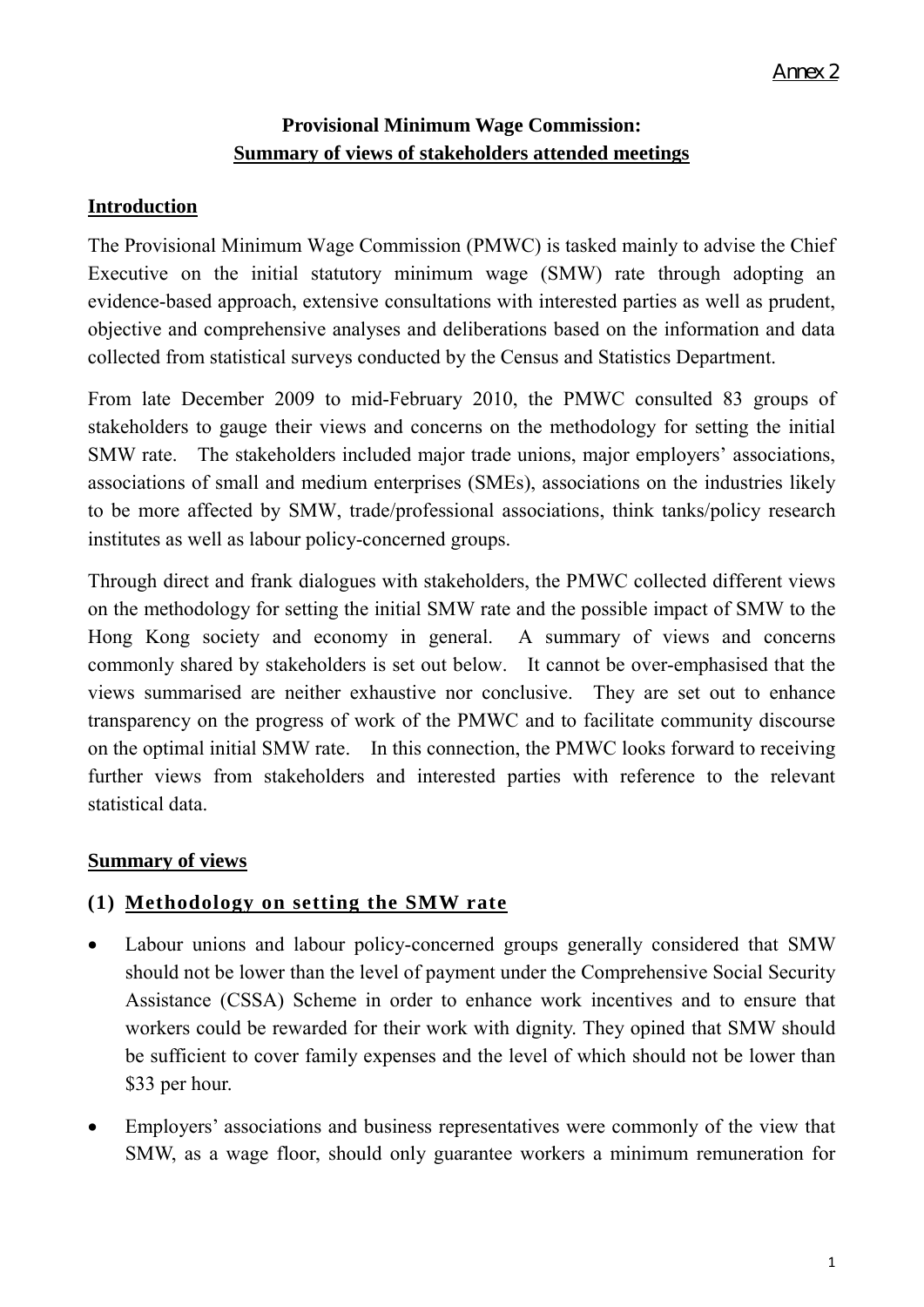Annex 2

# Provisional Minimum Wage Commission: Summary of views of stakeholders attended meetings

## Introduction

The Provisional Minimum Wage Commission (PMWC) is tasked mainly to advise the Chief Executive on the initial statutory minimum wage (SMW) rate through adopting an evidence-based approach, extensive consultations with interested parties as well as prudent, objective and comprehensive analyses and deliberations based on the information and data collected from statistical surveys conducted by the Census and Statistics Department.

From late December 2009 to mid-February 2010, the PMWC consulted 83 groups of stakeholders to gauge their views and concerns on the methodology for setting the initial SMW rate. The stakeholders included major trade unions, major employers' associations, associations of small and medium enterprises (SMEs), associations on the industries likely to be more affected by SMW, trade/professional associations, think tanks/policy research institutes as well as labour policy-concerned groups.

Through direct and frank dialogues with stakeholders, the PMWC collected different views on the methodology for setting the initial SMW rate and the possible impact of SMW to the Hong Kong society and economy in general. A summary of views and concerns commonly shared by stakeholders is set out below. It cannot be over-emphasised that the views summarised are neither exhaustive nor conclusive. They are set out to enhance transparency on the progress of work of the PMWC and to facilitate community discourse on the optimal initial SMW rate. In this connection, the PMWC looks forward to receiving further views from stakeholders and interested parties with reference to the relevant statistical data.

## Summary of views

### (1) Methodology on setting the SMW rate

- Labour unions and labour policy-concerned groups generally considered that SMW should not be lower than the level of payment under the Comprehensive Social Security Assistance (CSSA) Scheme in order to enhance work incentives and to ensure that workers could be rewarded for their work with dignity. They opined that SMW should be sufficient to cover family expenses and the level of which should not be lower than $33 per hour.
- Employers' associations and business representatives were commonly of the view that SMW, as a wage floor, should only guarantee workers a minimum remuneration for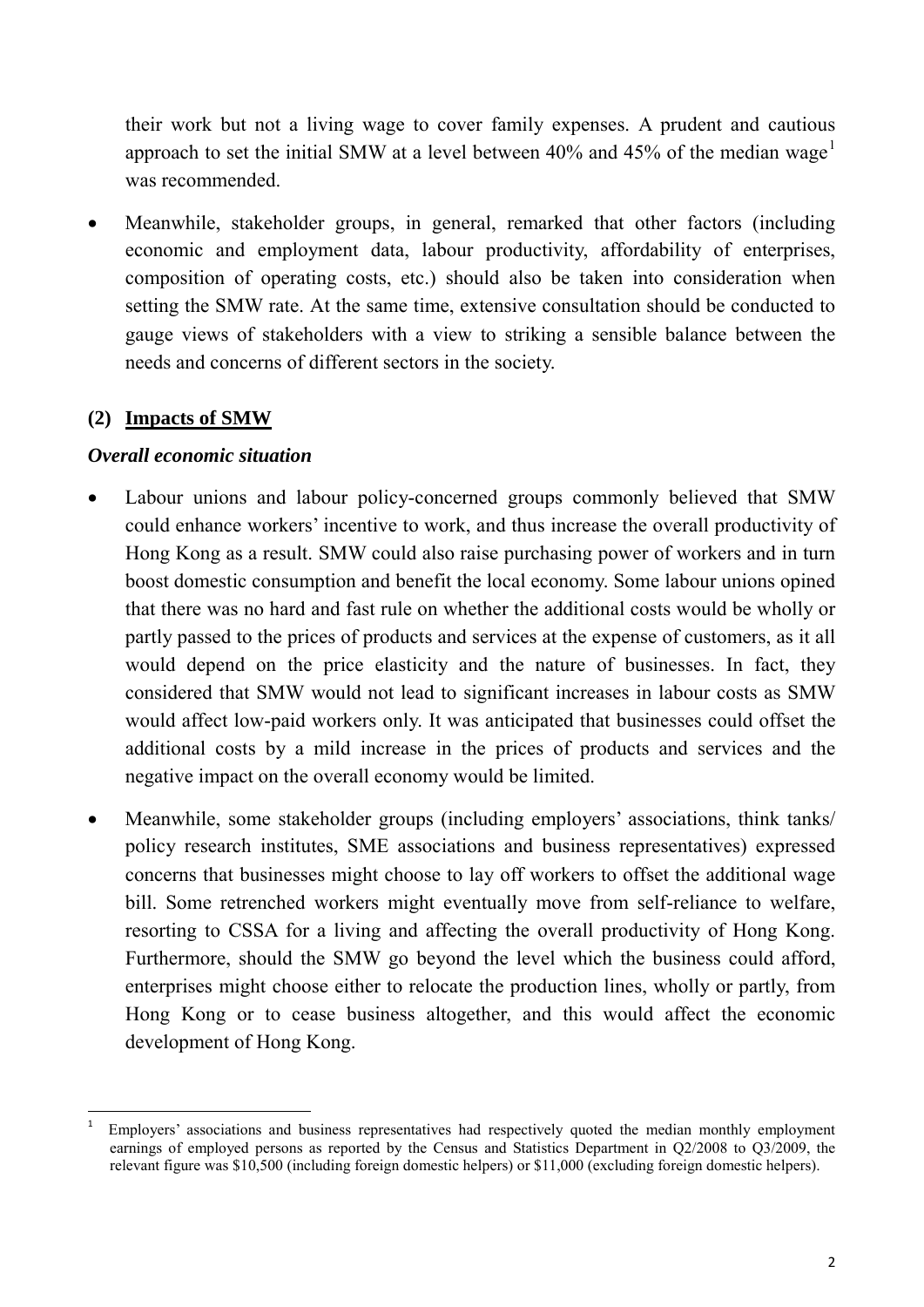their work but not a living wage to cover family expenses. A prudent and cautious approach to set the initial SMW at a level between 40% and 45% of the median wage[1] was recommended.

- Meanwhile, stakeholder groups, in general, remarked that other factors (including economic and employment data, labour productivity, affordability of enterprises, composition of operating costs, etc.) should also be taken into consideration when setting the SMW rate. At the same time, extensive consultation should be conducted to gauge views of stakeholders with a view to striking a sensible balance between the needs and concerns of different sectors in the society.

## (2) Impacts of SMW

### *Overall economic situation*

- Labour unions and labour policy-concerned groups commonly believed that SMW could enhance workers' incentive to work, and thus increase the overall productivity of Hong Kong as a result. SMW could also raise purchasing power of workers and in turn boost domestic consumption and benefit the local economy. Some labour unions opined that there was no hard and fast rule on whether the additional costs would be wholly or partly passed to the prices of products and services at the expense of customers, as it all would depend on the price elasticity and the nature of businesses. In fact, they considered that SMW would not lead to significant increases in labour costs as SMW would affect low-paid workers only. It was anticipated that businesses could offset the additional costs by a mild increase in the prices of products and services and the negative impact on the overall economy would be limited.

- Meanwhile, some stakeholder groups (including employers' associations, think tanks/ policy research institutes, SME associations and business representatives) expressed concerns that businesses might choose to lay off workers to offset the additional wage bill. Some retrenched workers might eventually move from self-reliance to welfare, resorting to CSSA for a living and affecting the overall productivity of Hong Kong. Furthermore, should the SMW go beyond the level which the business could afford, enterprises might choose either to relocate the production lines, wholly or partly, from Hong Kong or to cease business altogether, and this would affect the economic development of Hong Kong.

---

[1] Employers' associations and business representatives had respectively quoted the median monthly employment earnings of employed persons as reported by the Census and Statistics Department in Q2/2008 to Q3/2009, the relevant figure was $10,500 (including foreign domestic helpers) or $11,000 (excluding foreign domestic helpers).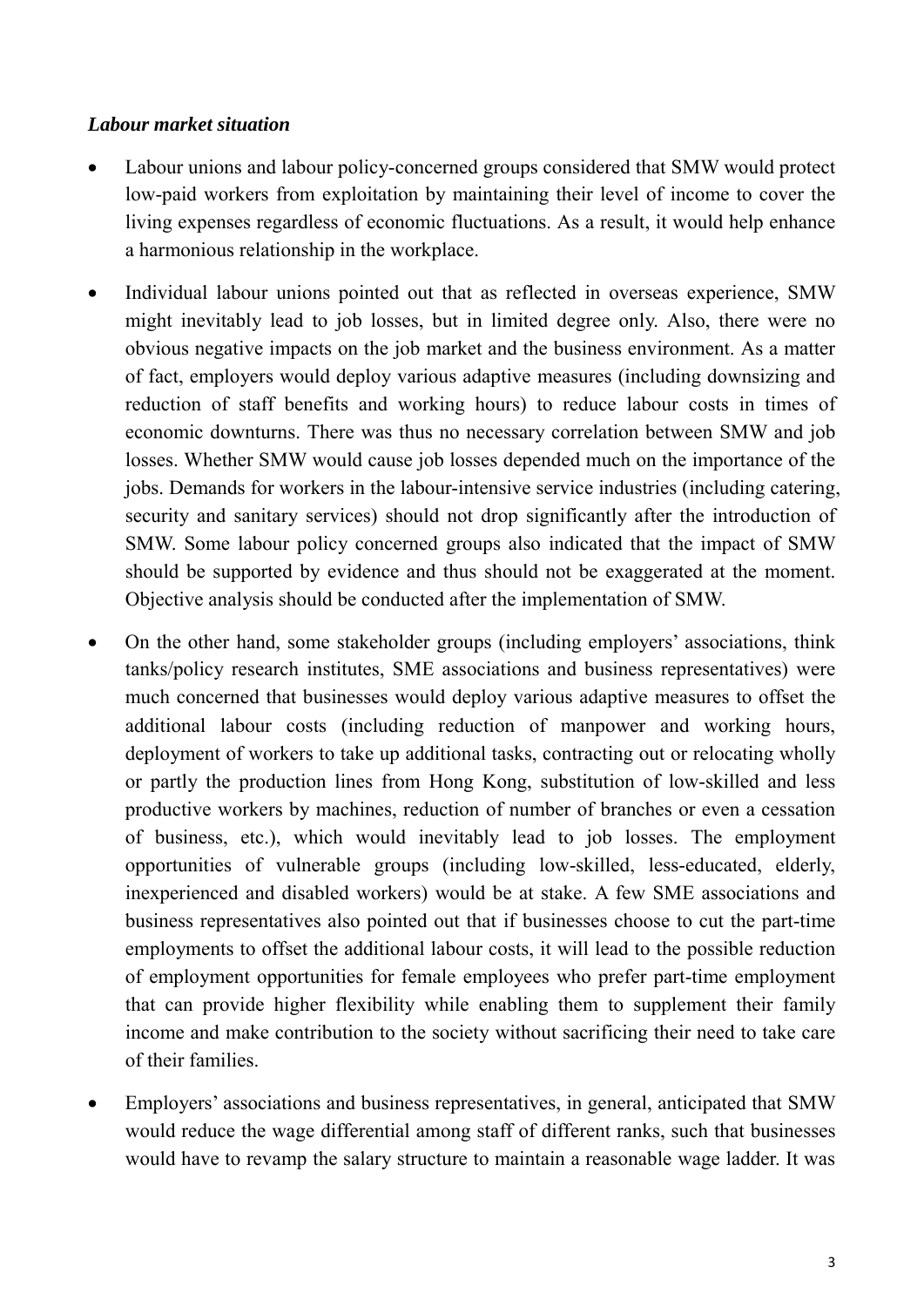***Labour market situation***

- Labour unions and labour policy-concerned groups considered that SMW would protect low-paid workers from exploitation by maintaining their level of income to cover the living expenses regardless of economic fluctuations. As a result, it would help enhance a harmonious relationship in the workplace.

- Individual labour unions pointed out that as reflected in overseas experience, SMW might inevitably lead to job losses, but in limited degree only. Also, there were no obvious negative impacts on the job market and the business environment. As a matter of fact, employers would deploy various adaptive measures (including downsizing and reduction of staff benefits and working hours) to reduce labour costs in times of economic downturns. There was thus no necessary correlation between SMW and job losses. Whether SMW would cause job losses depended much on the importance of the jobs. Demands for workers in the labour-intensive service industries (including catering, security and sanitary services) should not drop significantly after the introduction of SMW. Some labour policy concerned groups also indicated that the impact of SMW should be supported by evidence and thus should not be exaggerated at the moment. Objective analysis should be conducted after the implementation of SMW.

- On the other hand, some stakeholder groups (including employers' associations, think tanks/policy research institutes, SME associations and business representatives) were much concerned that businesses would deploy various adaptive measures to offset the additional labour costs (including reduction of manpower and working hours, deployment of workers to take up additional tasks, contracting out or relocating wholly or partly the production lines from Hong Kong, substitution of low-skilled and less productive workers by machines, reduction of number of branches or even a cessation of business, etc.), which would inevitably lead to job losses. The employment opportunities of vulnerable groups (including low-skilled, less-educated, elderly, inexperienced and disabled workers) would be at stake. A few SME associations and business representatives also pointed out that if businesses choose to cut the part-time employments to offset the additional labour costs, it will lead to the possible reduction of employment opportunities for female employees who prefer part-time employment that can provide higher flexibility while enabling them to supplement their family income and make contribution to the society without sacrificing their need to take care of their families.

- Employers' associations and business representatives, in general, anticipated that SMW would reduce the wage differential among staff of different ranks, such that businesses would have to revamp the salary structure to maintain a reasonable wage ladder. It was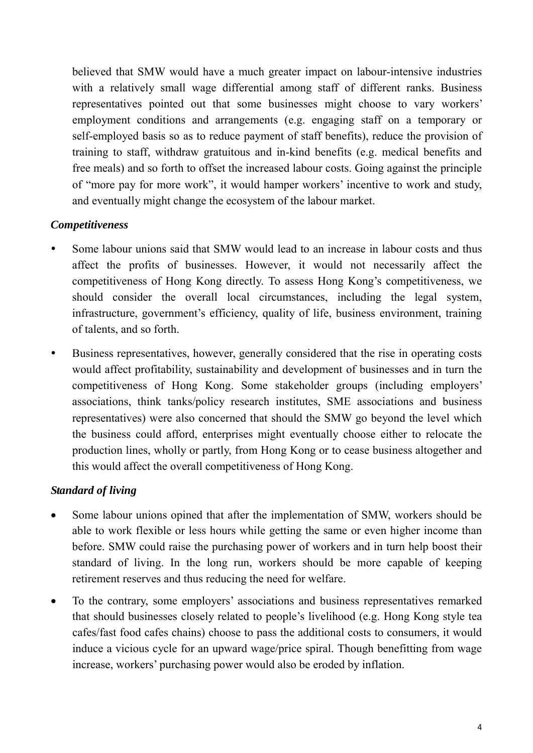believed that SMW would have a much greater impact on labour-intensive industries with a relatively small wage differential among staff of different ranks. Business representatives pointed out that some businesses might choose to vary workers' employment conditions and arrangements (e.g. engaging staff on a temporary or self-employed basis so as to reduce payment of staff benefits), reduce the provision of training to staff, withdraw gratuitous and in-kind benefits (e.g. medical benefits and free meals) and so forth to offset the increased labour costs. Going against the principle of "more pay for more work", it would hamper workers' incentive to work and study, and eventually might change the ecosystem of the labour market.

***Competitiveness***

- Some labour unions said that SMW would lead to an increase in labour costs and thus affect the profits of businesses. However, it would not necessarily affect the competitiveness of Hong Kong directly. To assess Hong Kong's competitiveness, we should consider the overall local circumstances, including the legal system, infrastructure, government's efficiency, quality of life, business environment, training of talents, and so forth.
- Business representatives, however, generally considered that the rise in operating costs would affect profitability, sustainability and development of businesses and in turn the competitiveness of Hong Kong. Some stakeholder groups (including employers' associations, think tanks/policy research institutes, SME associations and business representatives) were also concerned that should the SMW go beyond the level which the business could afford, enterprises might eventually choose either to relocate the production lines, wholly or partly, from Hong Kong or to cease business altogether and this would affect the overall competitiveness of Hong Kong.

***Standard of living***

- Some labour unions opined that after the implementation of SMW, workers should be able to work flexible or less hours while getting the same or even higher income than before. SMW could raise the purchasing power of workers and in turn help boost their standard of living. In the long run, workers should be more capable of keeping retirement reserves and thus reducing the need for welfare.
- To the contrary, some employers' associations and business representatives remarked that should businesses closely related to people's livelihood (e.g. Hong Kong style tea cafes/fast food cafes chains) choose to pass the additional costs to consumers, it would induce a vicious cycle for an upward wage/price spiral. Though benefitting from wage increase, workers' purchasing power would also be eroded by inflation.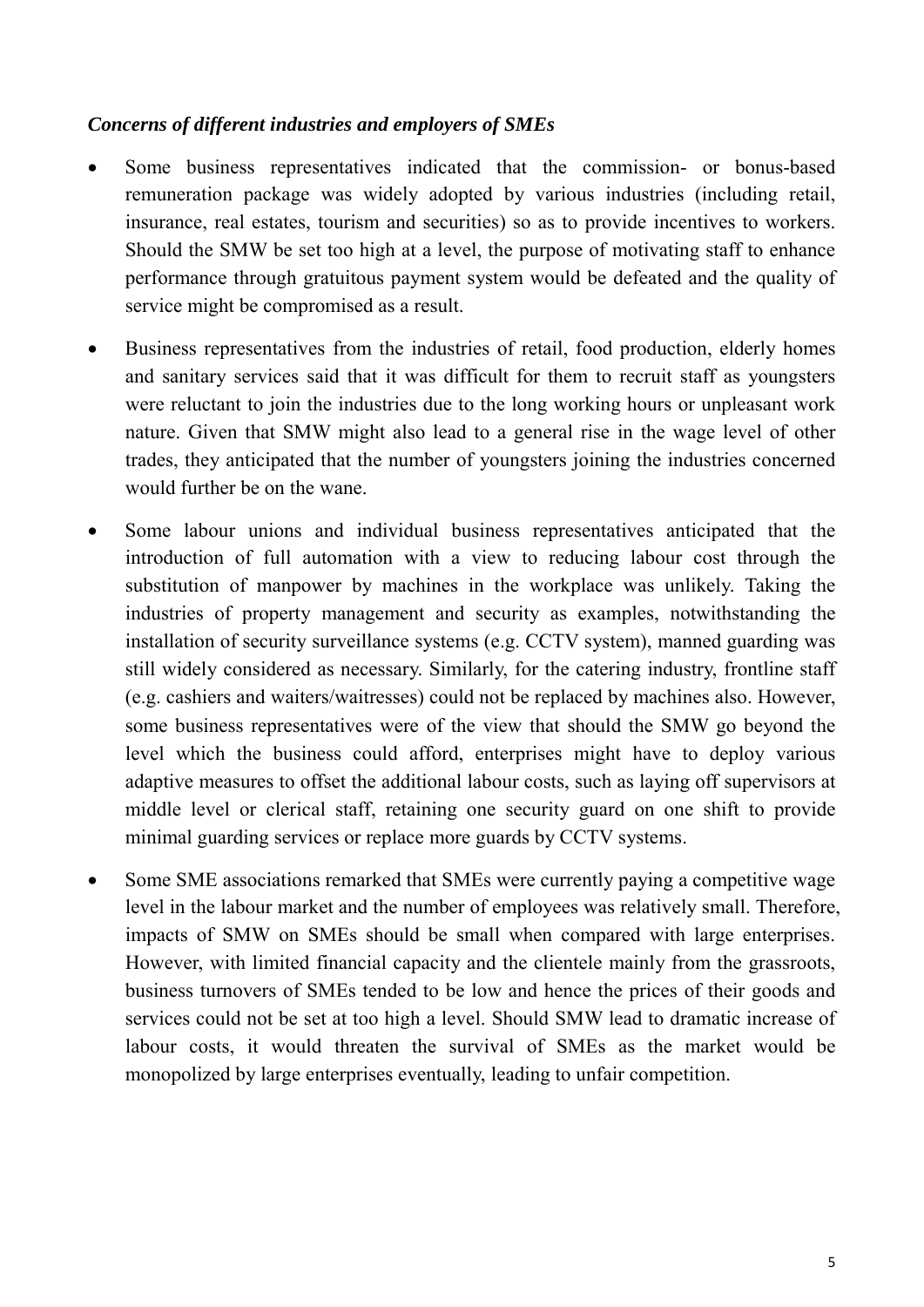*Concerns of different industries and employers of SMEs*

- Some business representatives indicated that the commission- or bonus-based remuneration package was widely adopted by various industries (including retail, insurance, real estates, tourism and securities) so as to provide incentives to workers. Should the SMW be set too high at a level, the purpose of motivating staff to enhance performance through gratuitous payment system would be defeated and the quality of service might be compromised as a result.

- Business representatives from the industries of retail, food production, elderly homes and sanitary services said that it was difficult for them to recruit staff as youngsters were reluctant to join the industries due to the long working hours or unpleasant work nature. Given that SMW might also lead to a general rise in the wage level of other trades, they anticipated that the number of youngsters joining the industries concerned would further be on the wane.

- Some labour unions and individual business representatives anticipated that the introduction of full automation with a view to reducing labour cost through the substitution of manpower by machines in the workplace was unlikely. Taking the industries of property management and security as examples, notwithstanding the installation of security surveillance systems (e.g. CCTV system), manned guarding was still widely considered as necessary. Similarly, for the catering industry, frontline staff (e.g. cashiers and waiters/waitresses) could not be replaced by machines also. However, some business representatives were of the view that should the SMW go beyond the level which the business could afford, enterprises might have to deploy various adaptive measures to offset the additional labour costs, such as laying off supervisors at middle level or clerical staff, retaining one security guard on one shift to provide minimal guarding services or replace more guards by CCTV systems.

- Some SME associations remarked that SMEs were currently paying a competitive wage level in the labour market and the number of employees was relatively small. Therefore, impacts of SMW on SMEs should be small when compared with large enterprises. However, with limited financial capacity and the clientele mainly from the grassroots, business turnovers of SMEs tended to be low and hence the prices of their goods and services could not be set at too high a level. Should SMW lead to dramatic increase of labour costs, it would threaten the survival of SMEs as the market would be monopolized by large enterprises eventually, leading to unfair competition.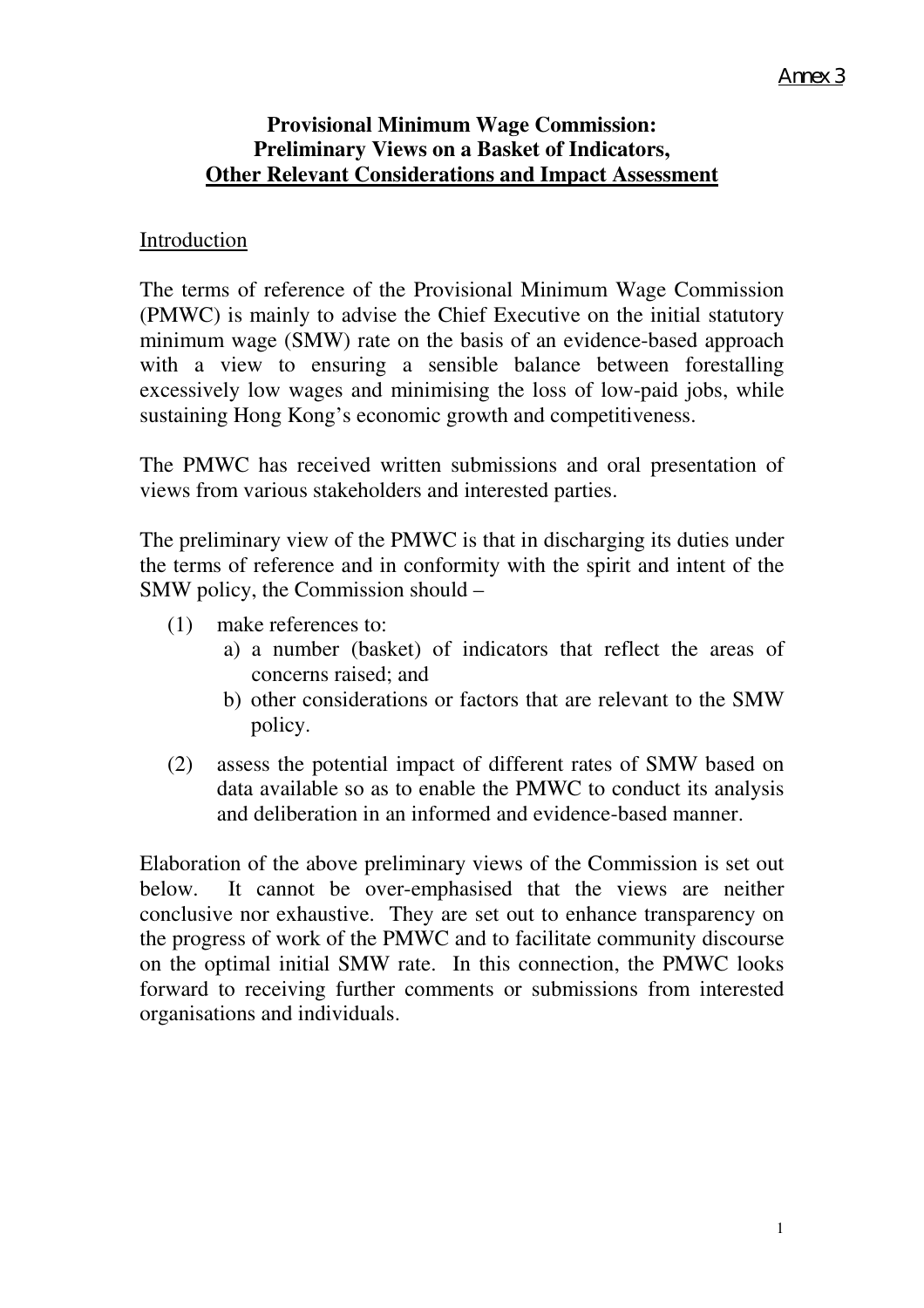Annex 3

**Provisional Minimum Wage Commission: Preliminary Views on a Basket of Indicators, Other Relevant Considerations and Impact Assessment**

Introduction

The terms of reference of the Provisional Minimum Wage Commission (PMWC) is mainly to advise the Chief Executive on the initial statutory minimum wage (SMW) rate on the basis of an evidence-based approach with a view to ensuring a sensible balance between forestalling excessively low wages and minimising the loss of low-paid jobs, while sustaining Hong Kong's economic growth and competitiveness.

The PMWC has received written submissions and oral presentation of views from various stakeholders and interested parties.

The preliminary view of the PMWC is that in discharging its duties under the terms of reference and in conformity with the spirit and intent of the SMW policy, the Commission should –

(1) make references to:
   a) a number (basket) of indicators that reflect the areas of concerns raised; and
   b) other considerations or factors that are relevant to the SMW policy.

(2) assess the potential impact of different rates of SMW based on data available so as to enable the PMWC to conduct its analysis and deliberation in an informed and evidence-based manner.

Elaboration of the above preliminary views of the Commission is set out below. It cannot be over-emphasised that the views are neither conclusive nor exhaustive. They are set out to enhance transparency on the progress of work of the PMWC and to facilitate community discourse on the optimal initial SMW rate. In this connection, the PMWC looks forward to receiving further comments or submissions from interested organisations and individuals.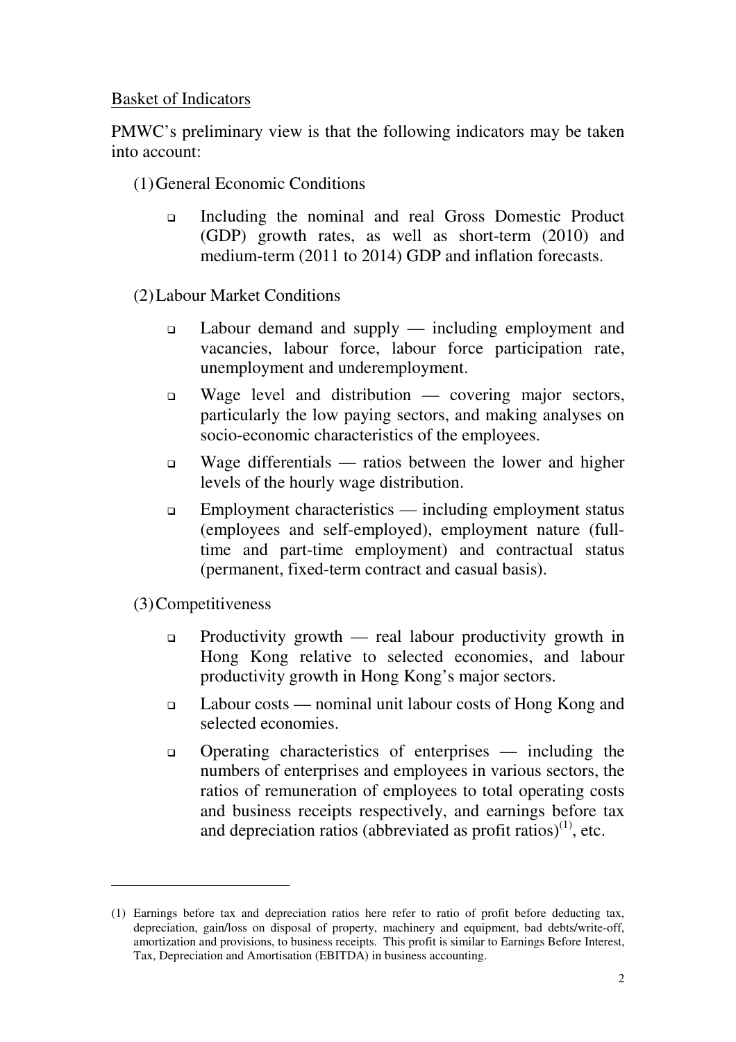<u>Basket of Indicators</u>

PMWC's preliminary view is that the following indicators may be taken into account:

(1) General Economic Conditions

- Including the nominal and real Gross Domestic Product (GDP) growth rates, as well as short-term (2010) and medium-term (2011 to 2014) GDP and inflation forecasts.

(2) Labour Market Conditions

- Labour demand and supply — including employment and vacancies, labour force, labour force participation rate, unemployment and underemployment.
- Wage level and distribution — covering major sectors, particularly the low paying sectors, and making analyses on socio-economic characteristics of the employees.
- Wage differentials — ratios between the lower and higher levels of the hourly wage distribution.
- Employment characteristics — including employment status (employees and self-employed), employment nature (full-time and part-time employment) and contractual status (permanent, fixed-term contract and casual basis).

(3) Competitiveness

- Productivity growth — real labour productivity growth in Hong Kong relative to selected economies, and labour productivity growth in Hong Kong's major sectors.
- Labour costs — nominal unit labour costs of Hong Kong and selected economies.
- Operating characteristics of enterprises — including the numbers of enterprises and employees in various sectors, the ratios of remuneration of employees to total operating costs and business receipts respectively, and earnings before tax and depreciation ratios (abbreviated as profit ratios)[(1)], etc.

---

(1) Earnings before tax and depreciation ratios here refer to ratio of profit before deducting tax, depreciation, gain/loss on disposal of property, machinery and equipment, bad debts/write-off, amortization and provisions, to business receipts. This profit is similar to Earnings Before Interest, Tax, Depreciation and Amortisation (EBITDA) in business accounting.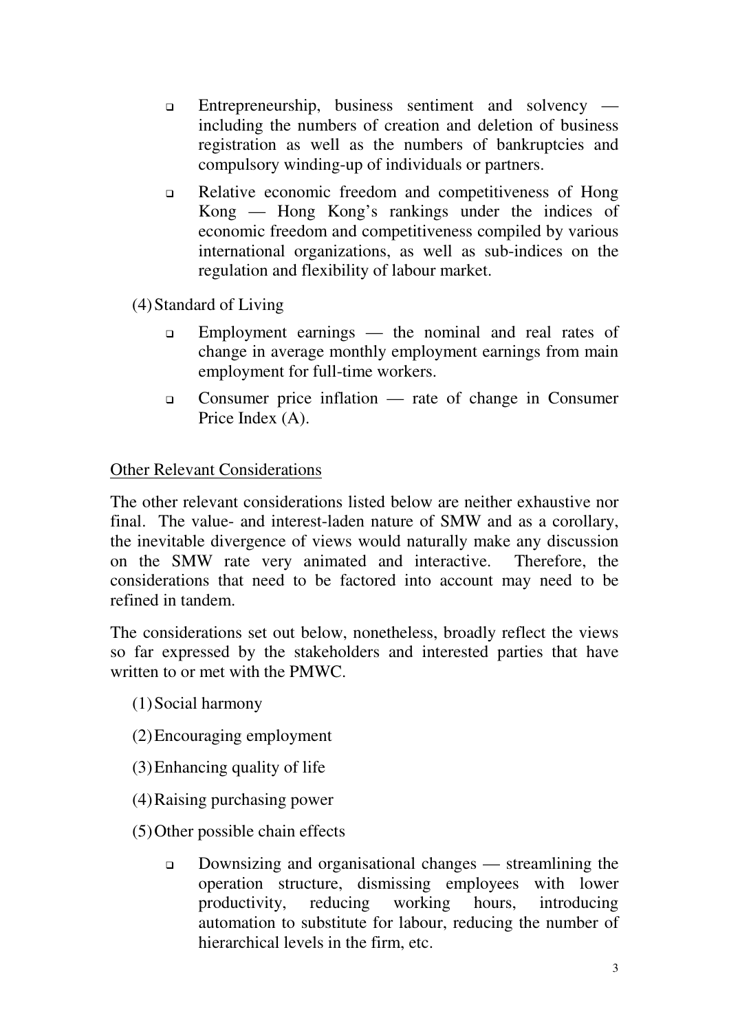- Entrepreneurship, business sentiment and solvency — including the numbers of creation and deletion of business registration as well as the numbers of bankruptcies and compulsory winding-up of individuals or partners.

- Relative economic freedom and competitiveness of Hong Kong — Hong Kong's rankings under the indices of economic freedom and competitiveness compiled by various international organizations, as well as sub-indices on the regulation and flexibility of labour market.

(4) Standard of Living

- Employment earnings — the nominal and real rates of change in average monthly employment earnings from main employment for full-time workers.

- Consumer price inflation — rate of change in Consumer Price Index (A).

<u>Other Relevant Considerations</u>

The other relevant considerations listed below are neither exhaustive nor final. The value- and interest-laden nature of SMW and as a corollary, the inevitable divergence of views would naturally make any discussion on the SMW rate very animated and interactive. Therefore, the considerations that need to be factored into account may need to be refined in tandem.

The considerations set out below, nonetheless, broadly reflect the views so far expressed by the stakeholders and interested parties that have written to or met with the PMWC.

(1) Social harmony

(2) Encouraging employment

(3) Enhancing quality of life

(4) Raising purchasing power

(5) Other possible chain effects

- Downsizing and organisational changes — streamlining the operation structure, dismissing employees with lower productivity, reducing working hours, introducing automation to substitute for labour, reducing the number of hierarchical levels in the firm, etc.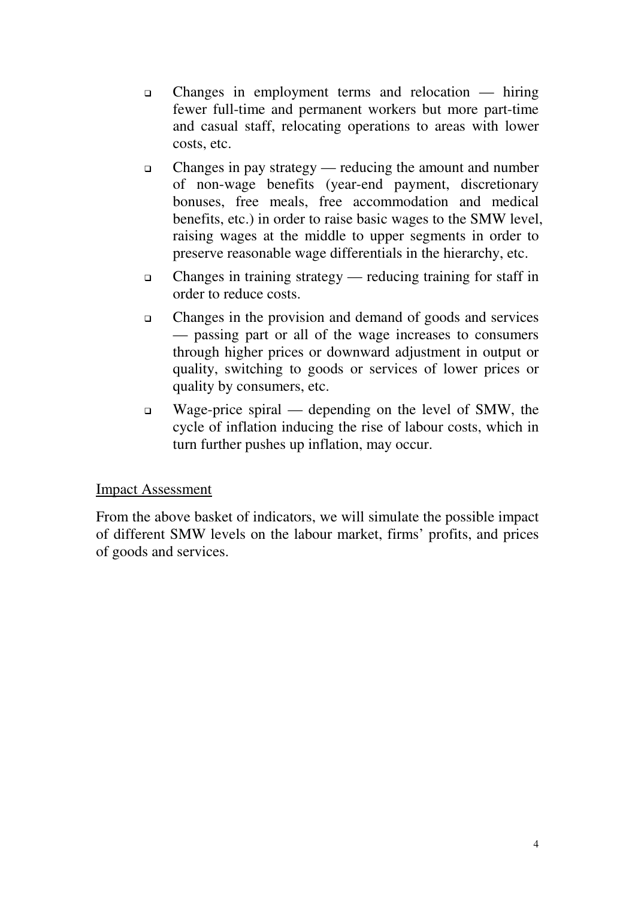- Changes in employment terms and relocation — hiring fewer full-time and permanent workers but more part-time and casual staff, relocating operations to areas with lower costs, etc.
- Changes in pay strategy — reducing the amount and number of non-wage benefits (year-end payment, discretionary bonuses, free meals, free accommodation and medical benefits, etc.) in order to raise basic wages to the SMW level, raising wages at the middle to upper segments in order to preserve reasonable wage differentials in the hierarchy, etc.
- Changes in training strategy — reducing training for staff in order to reduce costs.
- Changes in the provision and demand of goods and services — passing part or all of the wage increases to consumers through higher prices or downward adjustment in output or quality, switching to goods or services of lower prices or quality by consumers, etc.
- Wage-price spiral — depending on the level of SMW, the cycle of inflation inducing the rise of labour costs, which in turn further pushes up inflation, may occur.

Impact Assessment

From the above basket of indicators, we will simulate the possible impact of different SMW levels on the labour market, firms' profits, and prices of goods and services.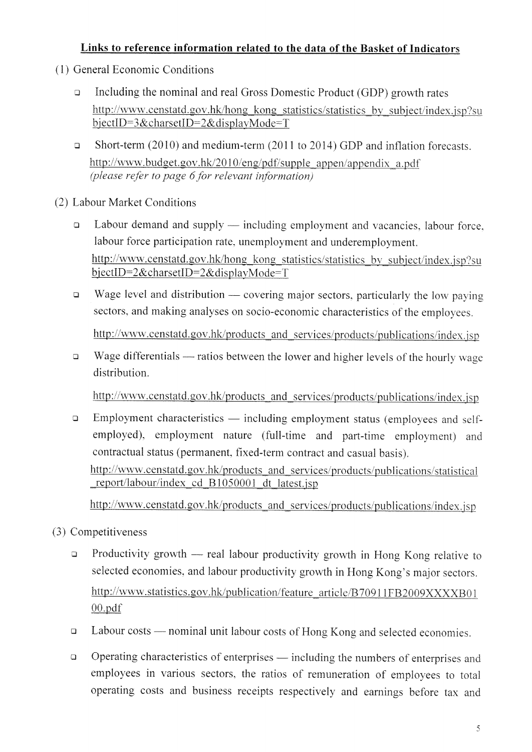**Links to reference information related to the data of the Basket of Indicators**

(1) General Economic Conditions

- Including the nominal and real Gross Domestic Product (GDP) growth rates
  http://www.censtatd.gov.hk/hong_kong_statistics/statistics_by_subject/index.jsp?subjectID=3&charsetID=2&displayMode=T

- Short-term (2010) and medium-term (2011 to 2014) GDP and inflation forecasts.
  http://www.budget.gov.hk/2010/eng/pdf/supple_appen/appendix_a.pdf
  *(please refer to page 6 for relevant information)*

(2) Labour Market Conditions

- Labour demand and supply — including employment and vacancies, labour force, labour force participation rate, unemployment and underemployment.
  http://www.censtatd.gov.hk/hong_kong_statistics/statistics_by_subject/index.jsp?subjectID=2&charsetID=2&displayMode=T

- Wage level and distribution — covering major sectors, particularly the low paying sectors, and making analyses on socio-economic characteristics of the employees.

  http://www.censtatd.gov.hk/products_and_services/products/publications/index.jsp

- Wage differentials — ratios between the lower and higher levels of the hourly wage distribution.

  http://www.censtatd.gov.hk/products_and_services/products/publications/index.jsp

- Employment characteristics — including employment status (employees and self-employed), employment nature (full-time and part-time employment) and contractual status (permanent, fixed-term contract and casual basis).
  http://www.censtatd.gov.hk/products_and_services/products/publications/statistical_report/labour/index_cd_B1050001_dt_latest.jsp

  http://www.censtatd.gov.hk/products_and_services/products/publications/index.jsp

(3) Competitiveness

- Productivity growth — real labour productivity growth in Hong Kong relative to selected economies, and labour productivity growth in Hong Kong's major sectors.
  http://www.statistics.gov.hk/publication/feature_article/B70911FB2009XXXXB0100.pdf

- Labour costs — nominal unit labour costs of Hong Kong and selected economies.

- Operating characteristics of enterprises — including the numbers of enterprises and employees in various sectors, the ratios of remuneration of employees to total operating costs and business receipts respectively and earnings before tax and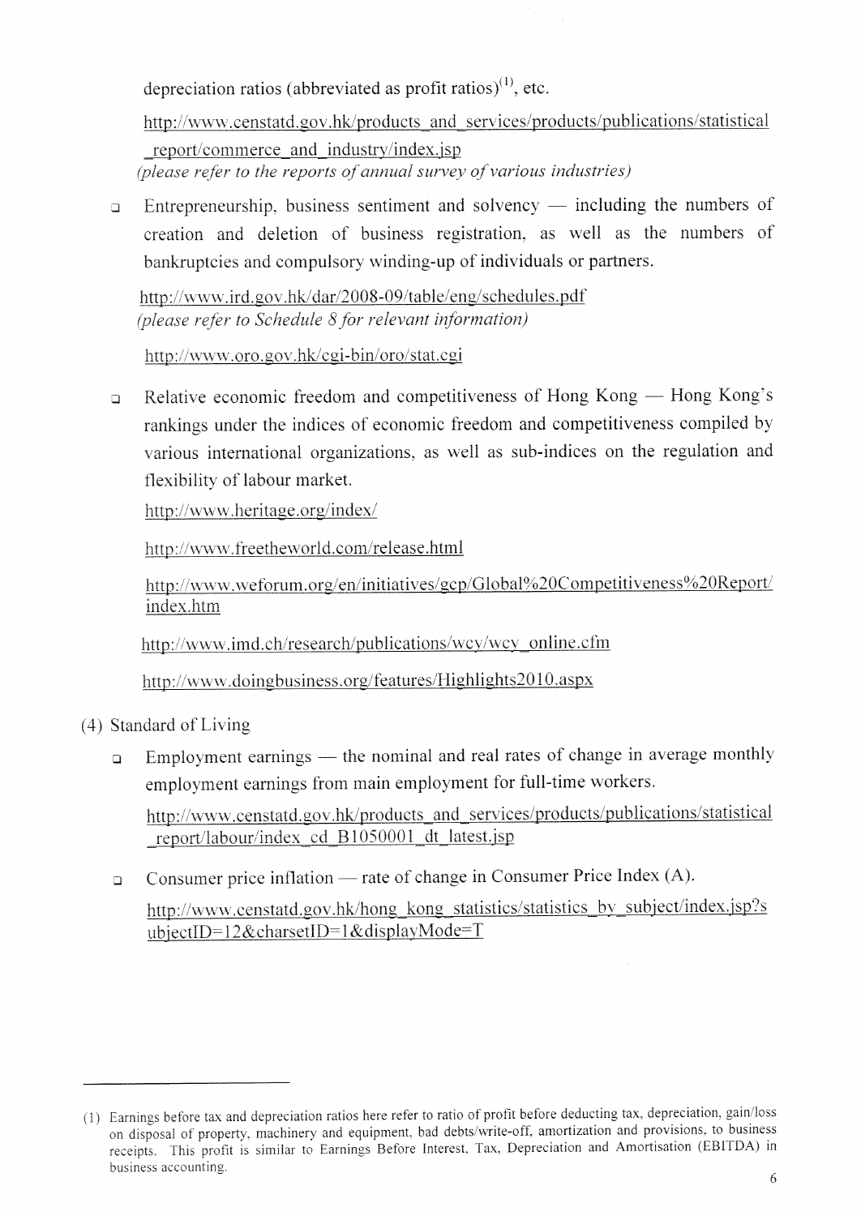depreciation ratios (abbreviated as profit ratios)[1], etc.

http://www.censtatd.gov.hk/products_and_services/products/publications/statistical_report/commerce_and_industry/index.jsp
*(please refer to the reports of annual survey of various industries)*

- Entrepreneurship, business sentiment and solvency — including the numbers of creation and deletion of business registration, as well as the numbers of bankruptcies and compulsory winding-up of individuals or partners.

  http://www.ird.gov.hk/dar/2008-09/table/eng/schedules.pdf
  *(please refer to Schedule 8 for relevant information)*

  http://www.oro.gov.hk/cgi-bin/oro/stat.cgi

- Relative economic freedom and competitiveness of Hong Kong — Hong Kong's rankings under the indices of economic freedom and competitiveness compiled by various international organizations, as well as sub-indices on the regulation and flexibility of labour market.

  http://www.heritage.org/index/

  http://www.freetheworld.com/release.html

  http://www.weforum.org/en/initiatives/gcp/Global%20Competitiveness%20Report/index.htm

  http://www.imd.ch/research/publications/wcy/wcy_online.cfm

  http://www.doingbusiness.org/features/Highlights2010.aspx

(4) Standard of Living

- Employment earnings — the nominal and real rates of change in average monthly employment earnings from main employment for full-time workers.

  http://www.censtatd.gov.hk/products_and_services/products/publications/statistical_report/labour/index_cd_B1050001_dt_latest.jsp

- Consumer price inflation — rate of change in Consumer Price Index (A).

  http://www.censtatd.gov.hk/hong_kong_statistics/statistics_by_subject/index.jsp?subjectID=12&charsetID=1&displayMode=T

---

(1) Earnings before tax and depreciation ratios here refer to ratio of profit before deducting tax, depreciation, gain/loss on disposal of property, machinery and equipment, bad debts/write-off, amortization and provisions, to business receipts. This profit is similar to Earnings Before Interest, Tax, Depreciation and Amortisation (EBITDA) in business accounting.